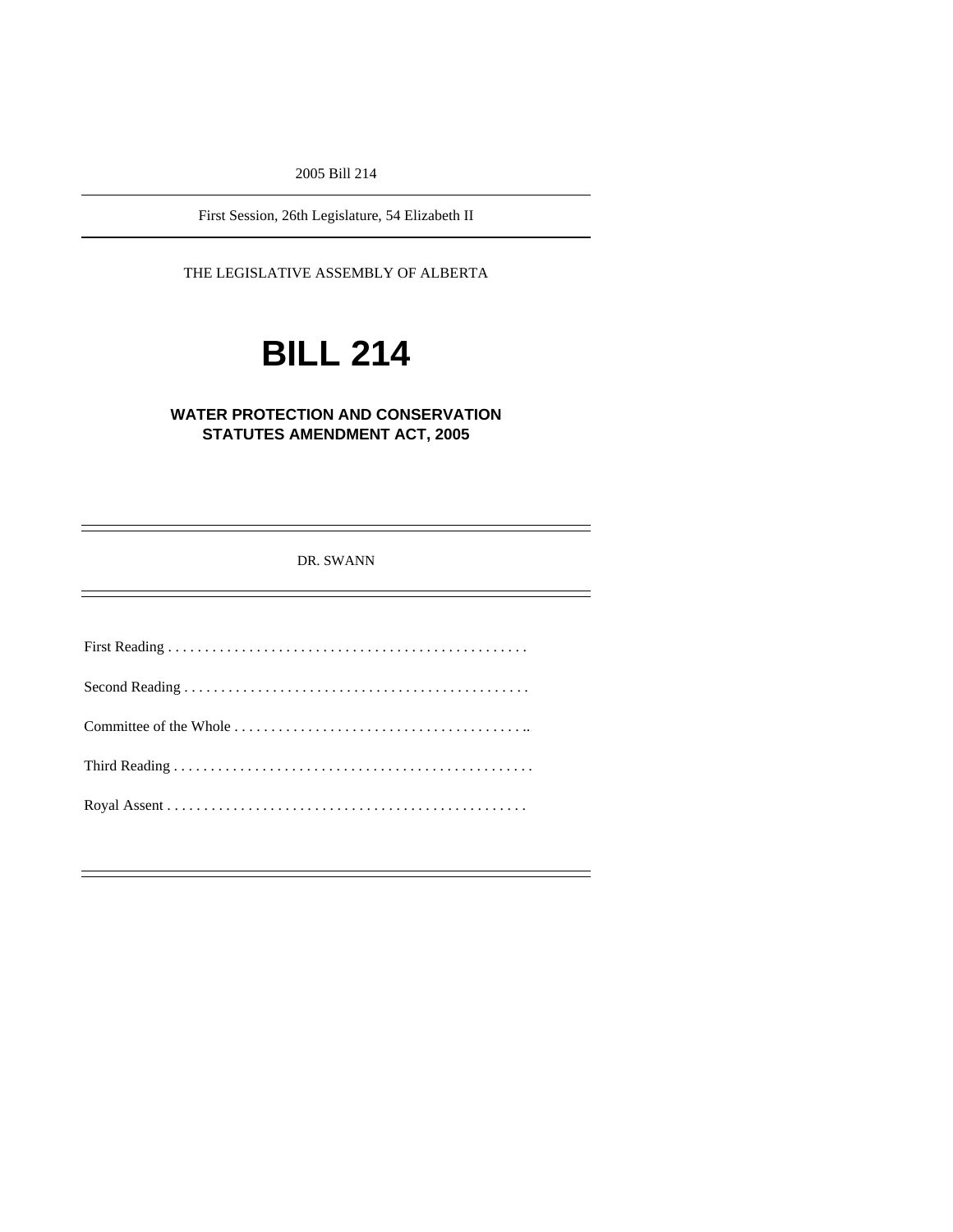2005 Bill 214

First Session, 26th Legislature, 54 Elizabeth II

THE LEGISLATIVE ASSEMBLY OF ALBERTA

# BILL 214

## WATER PROTECTION AND CONSERVATION STATUTES AMENDMENT ACT, 2005

DR. SWANN

First Reading . . . . . . . . . . . . . . . . . . . . . . . . . . . . . . . . . . . . . . . . . . . . . . . . .

Second Reading . . . . . . . . . . . . . . . . . . . . . . . . . . . . . . . . . . . . . . . . . . . . . . .

Committee of the Whole . . . . . . . . . . . . . . . . . . . . . . . . . . . . . . . . . . . . . . . ..

Third Reading . . . . . . . . . . . . . . . . . . . . . . . . . . . . . . . . . . . . . . . . . . . . . . . . .

Royal Assent . . . . . . . . . . . . . . . . . . . . . . . . . . . . . . . . . . . . . . . . . . . . . . . . .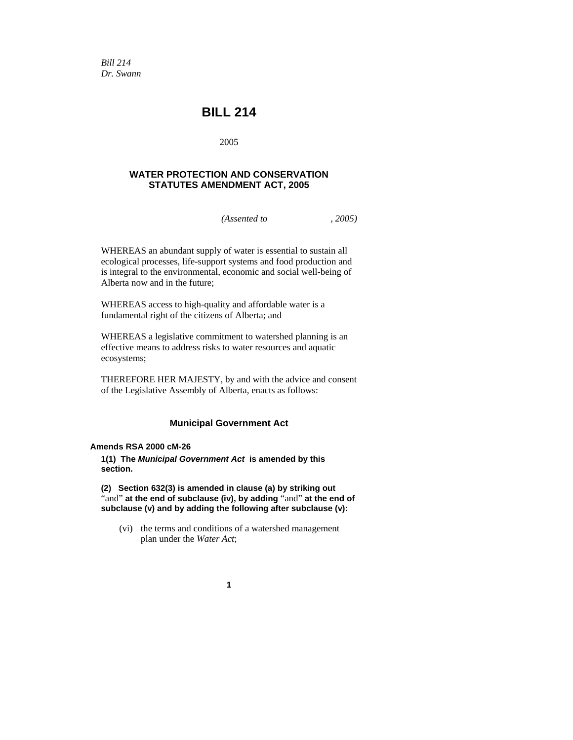*Bill 214*
*Dr. Swann*

# BILL 214

2005

## WATER PROTECTION AND CONSERVATION STATUTES AMENDMENT ACT, 2005

*(Assented to , 2005)*

WHEREAS an abundant supply of water is essential to sustain all ecological processes, life-support systems and food production and is integral to the environmental, economic and social well-being of Alberta now and in the future;

WHEREAS access to high-quality and affordable water is a fundamental right of the citizens of Alberta; and

WHEREAS a legislative commitment to watershed planning is an effective means to address risks to water resources and aquatic ecosystems;

THEREFORE HER MAJESTY, by and with the advice and consent of the Legislative Assembly of Alberta, enacts as follows:

### Municipal Government Act

**Amends RSA 2000 cM-26**

**1(1) The *Municipal Government Act* is amended by this section.**

**(2) Section 632(3) is amended in clause (a) by striking out** "and" **at the end of subclause (iv), by adding** "and" **at the end of subclause (v) and by adding the following after subclause (v):**

(vi) the terms and conditions of a watershed management plan under the *Water Act*;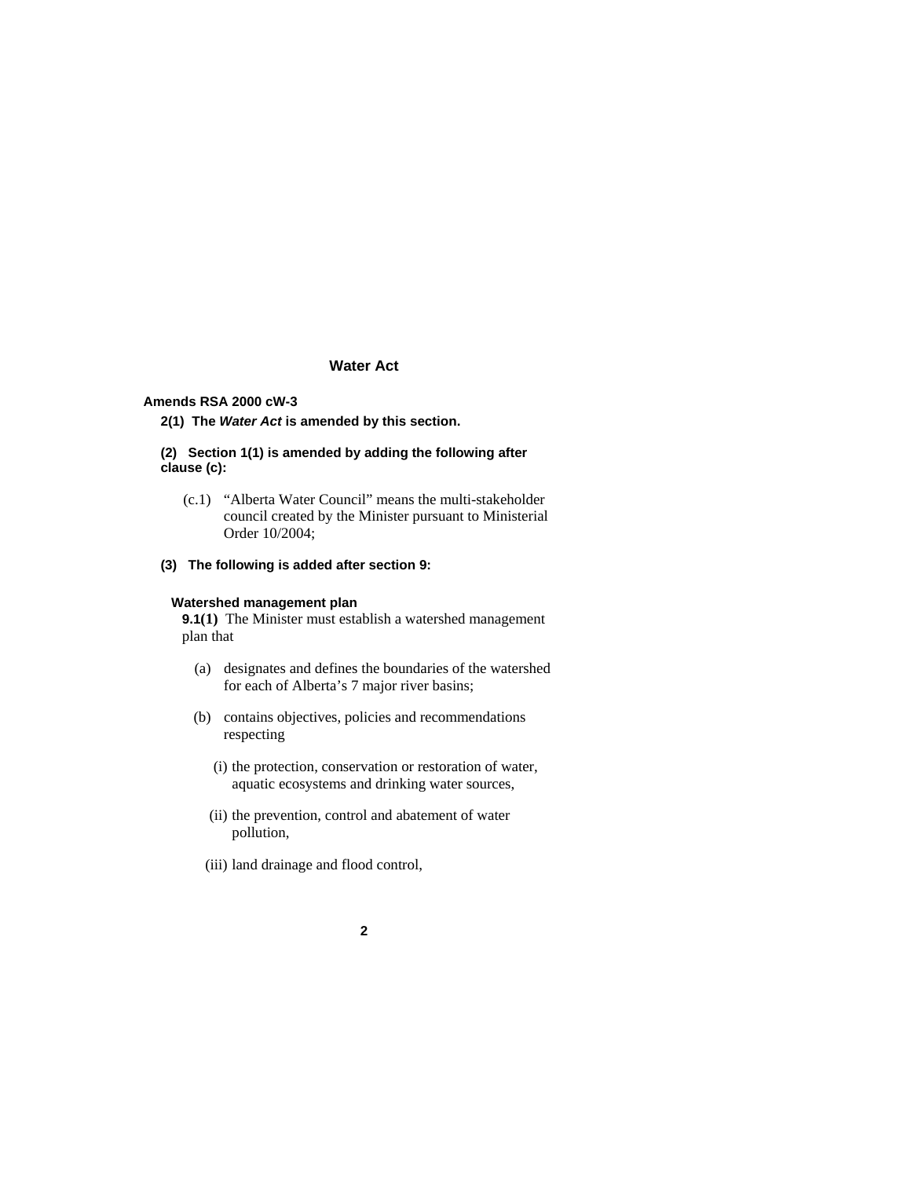## Water Act

**Amends RSA 2000 cW-3**

**2(1) The *Water Act* is amended by this section.**

**(2) Section 1(1) is amended by adding the following after clause (c):**

(c.1) "Alberta Water Council" means the multi-stakeholder council created by the Minister pursuant to Ministerial Order 10/2004;

**(3) The following is added after section 9:**

**Watershed management plan**

**9.1(1)** The Minister must establish a watershed management plan that

(a) designates and defines the boundaries of the watershed for each of Alberta's 7 major river basins;

(b) contains objectives, policies and recommendations respecting

(i) the protection, conservation or restoration of water, aquatic ecosystems and drinking water sources,

(ii) the prevention, control and abatement of water pollution,

(iii) land drainage and flood control,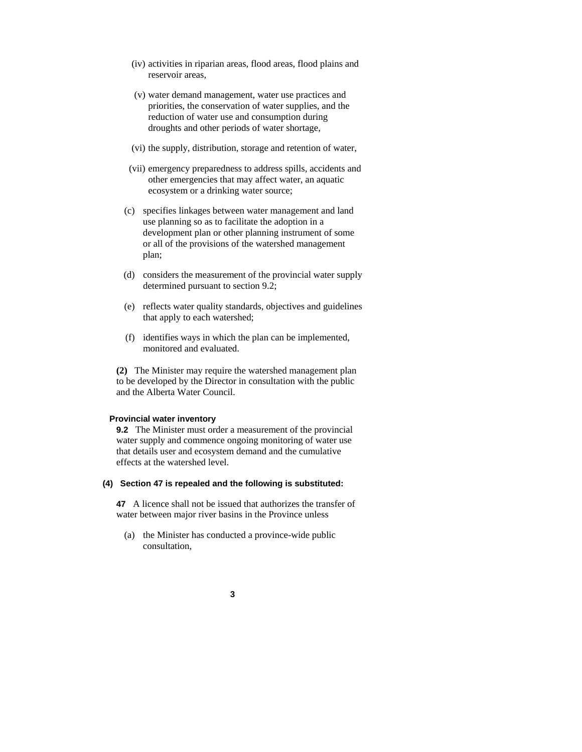(iv) activities in riparian areas, flood areas, flood plains and reservoir areas,

(v) water demand management, water use practices and priorities, the conservation of water supplies, and the reduction of water use and consumption during droughts and other periods of water shortage,

(vi) the supply, distribution, storage and retention of water,

(vii) emergency preparedness to address spills, accidents and other emergencies that may affect water, an aquatic ecosystem or a drinking water source;

(c) specifies linkages between water management and land use planning so as to facilitate the adoption in a development plan or other planning instrument of some or all of the provisions of the watershed management plan;

(d) considers the measurement of the provincial water supply determined pursuant to section 9.2;

(e) reflects water quality standards, objectives and guidelines that apply to each watershed;

(f) identifies ways in which the plan can be implemented, monitored and evaluated.

**(2)** The Minister may require the watershed management plan to be developed by the Director in consultation with the public and the Alberta Water Council.

**Provincial water inventory**

**9.2** The Minister must order a measurement of the provincial water supply and commence ongoing monitoring of water use that details user and ecosystem demand and the cumulative effects at the watershed level.

**(4) Section 47 is repealed and the following is substituted:**

**47** A licence shall not be issued that authorizes the transfer of water between major river basins in the Province unless

(a) the Minister has conducted a province-wide public consultation,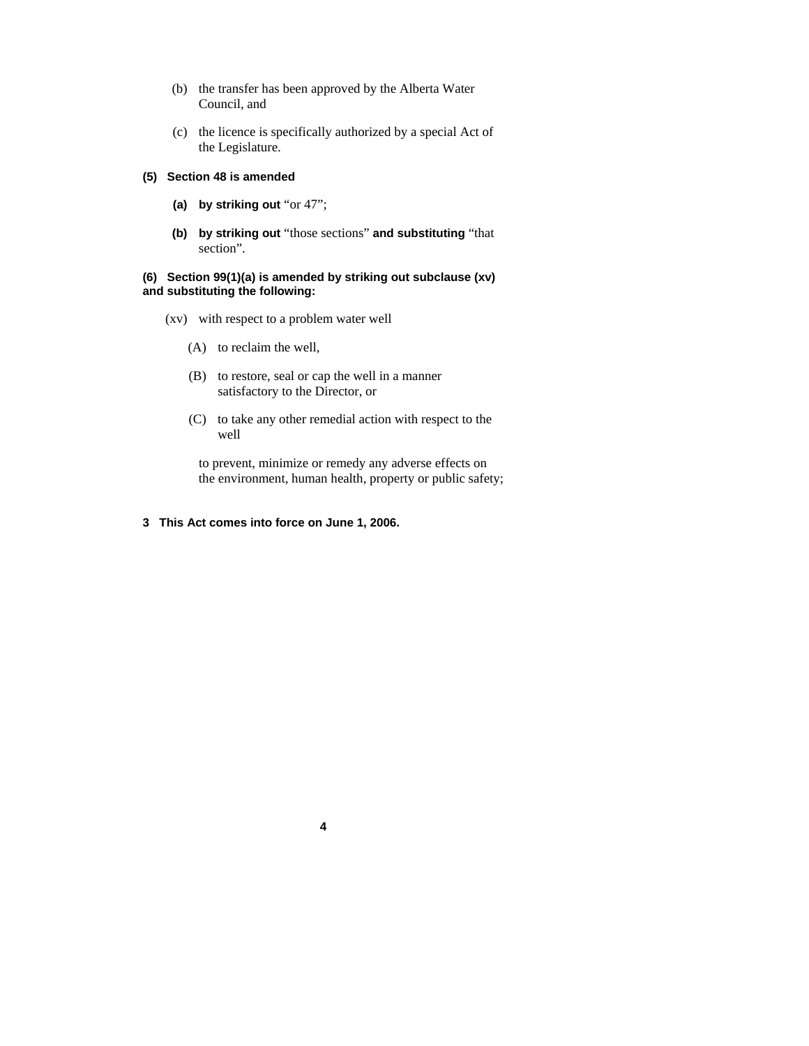(b) the transfer has been approved by the Alberta Water Council, and

(c) the licence is specifically authorized by a special Act of the Legislature.

**(5) Section 48 is amended**

**(a) by striking out** "or 47";

**(b) by striking out** "those sections" **and substituting** "that section".

**(6) Section 99(1)(a) is amended by striking out subclause (xv) and substituting the following:**

(xv) with respect to a problem water well

(A) to reclaim the well,

(B) to restore, seal or cap the well in a manner satisfactory to the Director, or

(C) to take any other remedial action with respect to the well

to prevent, minimize or remedy any adverse effects on the environment, human health, property or public safety;

**3 This Act comes into force on June 1, 2006.**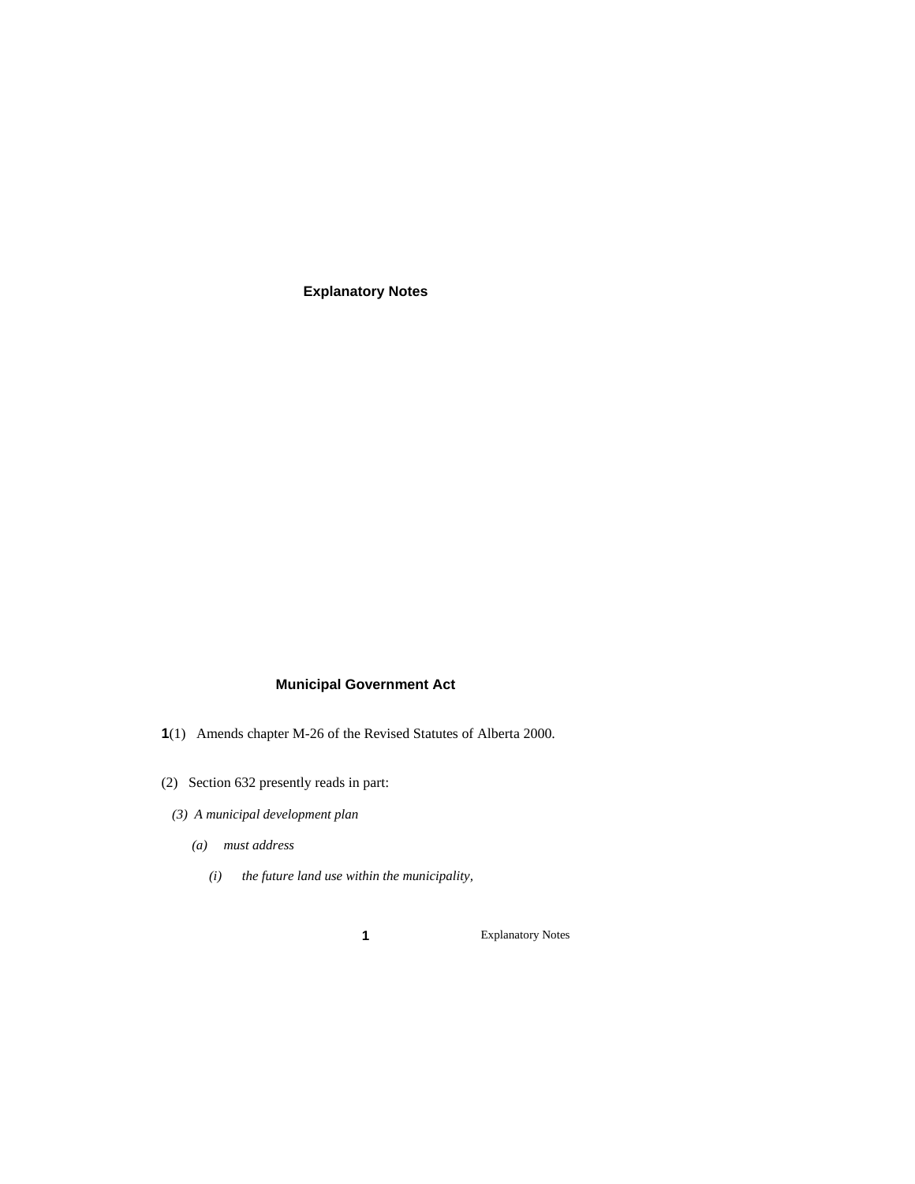## Explanatory Notes

### Municipal Government Act

**1**(1) Amends chapter M-26 of the Revised Statutes of Alberta 2000.

(2) Section 632 presently reads in part:

*(3) A municipal development plan*

*(a) must address*

*(i) the future land use within the municipality,*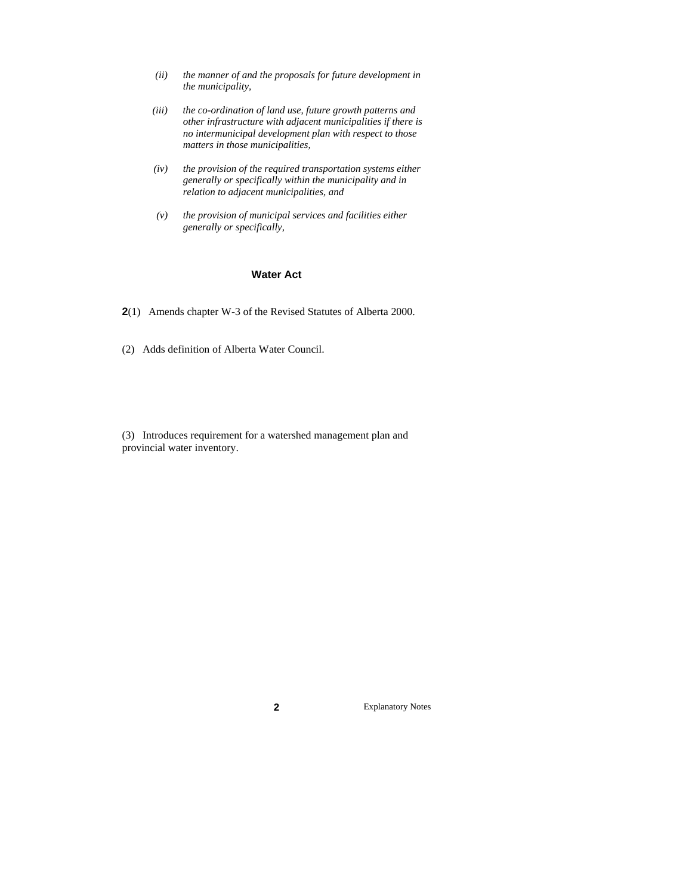*(ii) the manner of and the proposals for future development in the municipality,*

*(iii) the co-ordination of land use, future growth patterns and other infrastructure with adjacent municipalities if there is no intermunicipal development plan with respect to those matters in those municipalities,*

*(iv) the provision of the required transportation systems either generally or specifically within the municipality and in relation to adjacent municipalities, and*

*(v) the provision of municipal services and facilities either generally or specifically,*

### Water Act

**2**(1) Amends chapter W-3 of the Revised Statutes of Alberta 2000.

(2) Adds definition of Alberta Water Council.

(3) Introduces requirement for a watershed management plan and provincial water inventory.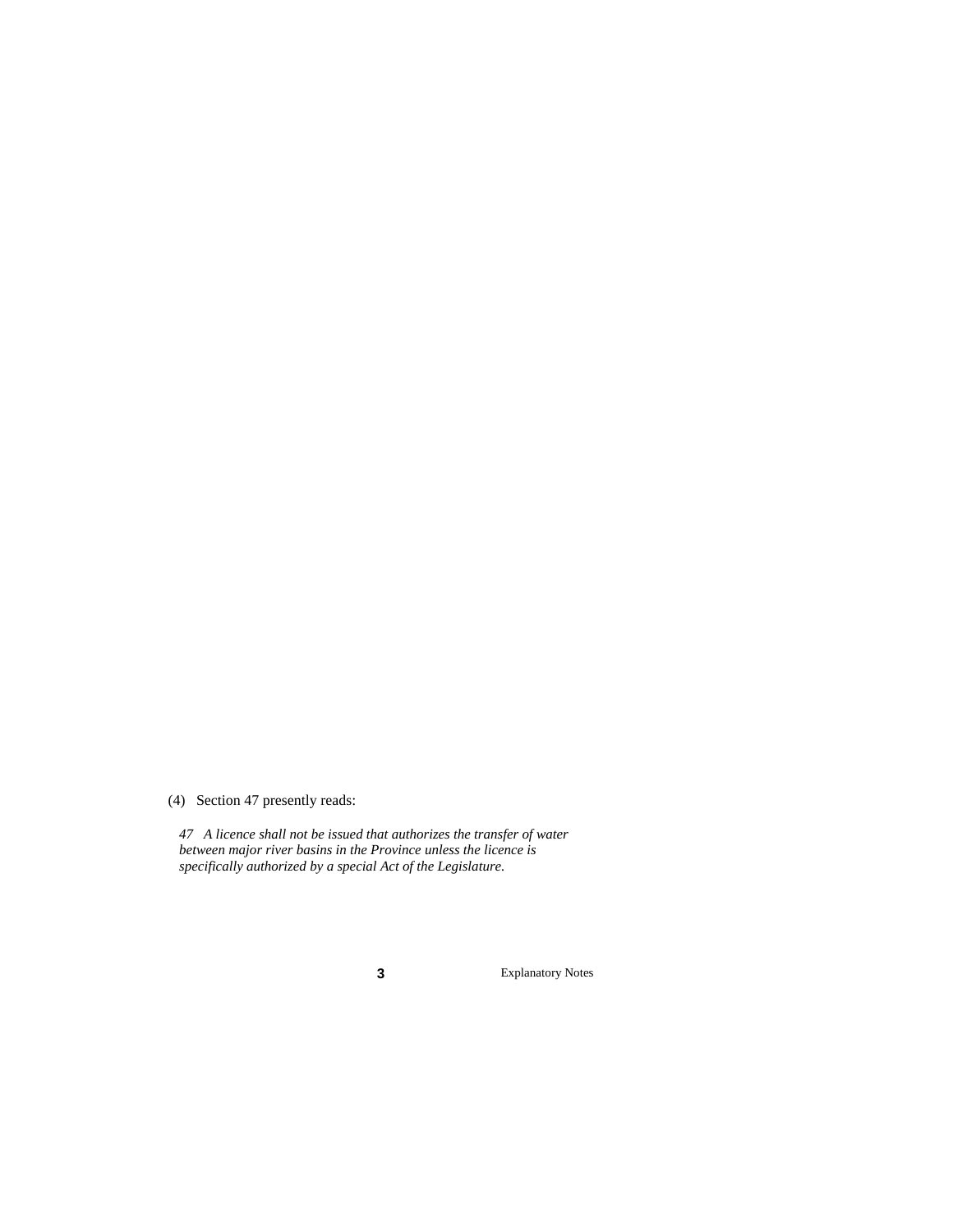(4) Section 47 presently reads:

*47 A licence shall not be issued that authorizes the transfer of water between major river basins in the Province unless the licence is specifically authorized by a special Act of the Legislature.*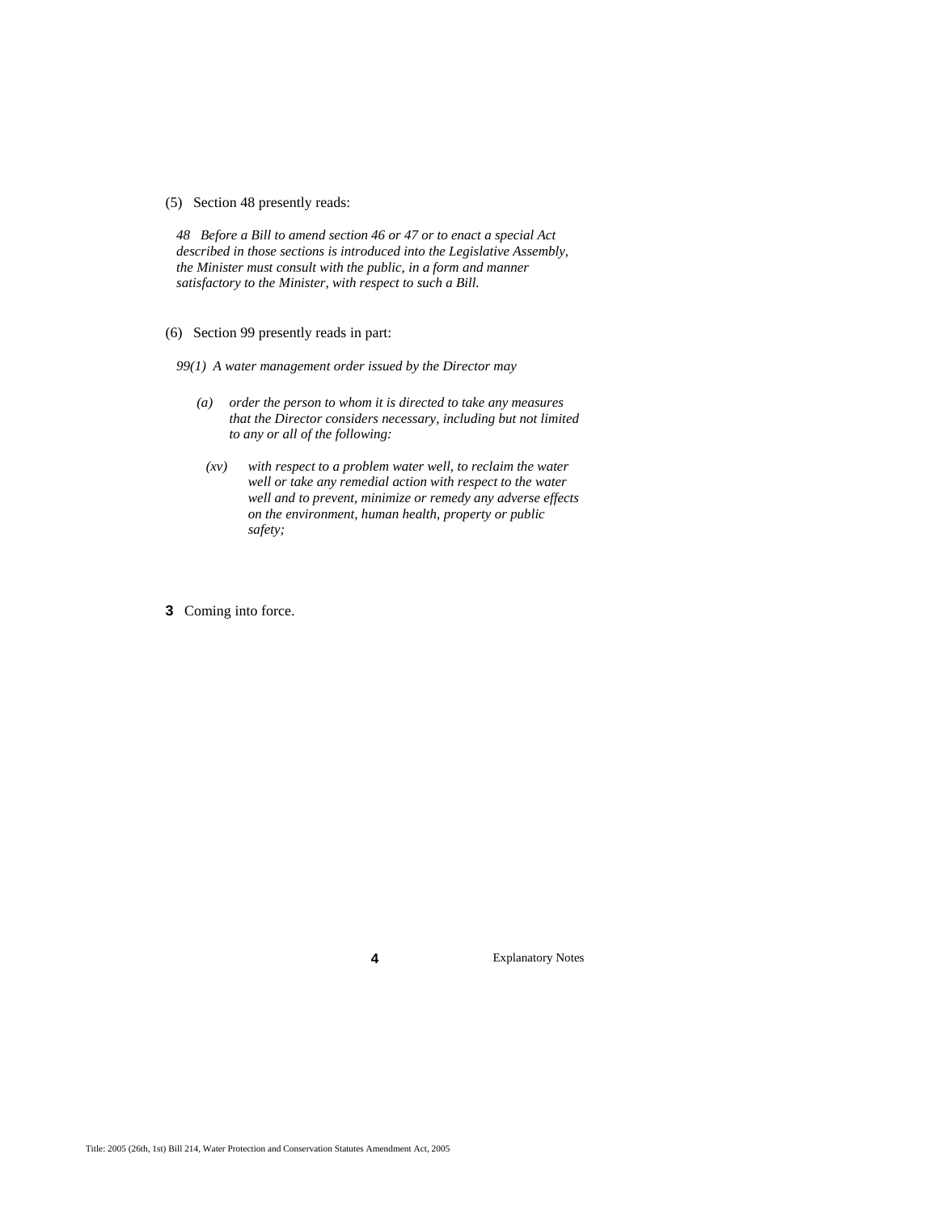(5) Section 48 presently reads:

*48 Before a Bill to amend section 46 or 47 or to enact a special Act described in those sections is introduced into the Legislative Assembly, the Minister must consult with the public, in a form and manner satisfactory to the Minister, with respect to such a Bill.*

(6) Section 99 presently reads in part:

*99(1) A water management order issued by the Director may*

*(a) order the person to whom it is directed to take any measures that the Director considers necessary, including but not limited to any or all of the following:*

*(xv) with respect to a problem water well, to reclaim the water well or take any remedial action with respect to the water well and to prevent, minimize or remedy any adverse effects on the environment, human health, property or public safety;*

**3** Coming into force.